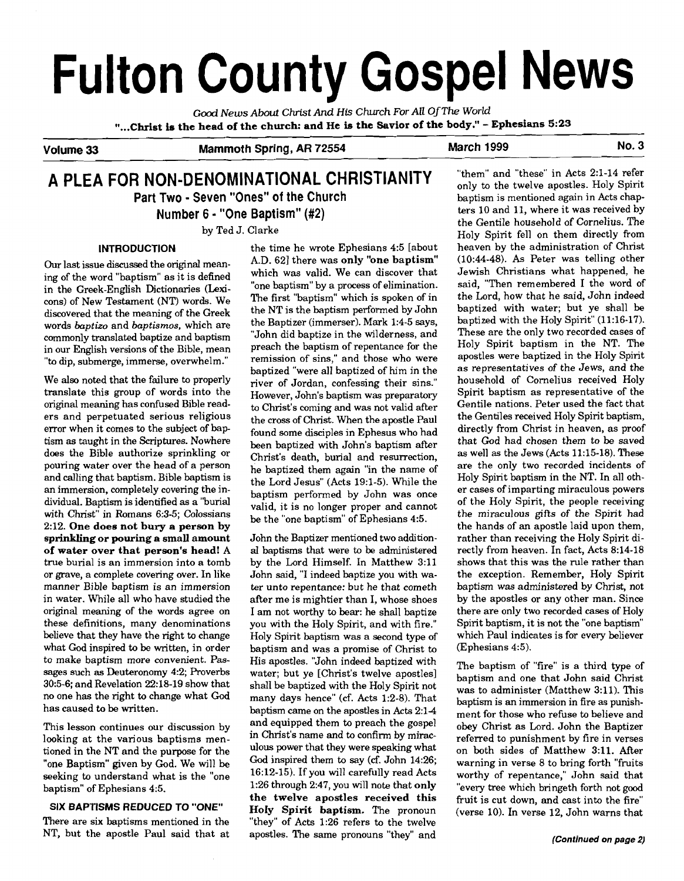# Fulton County Gospel News

*Good News About Christ And His Church For All Of The World*

**"...Christ is the head of the church: and He is the Savior of the body." - Ephesians 5:23**

**Volume 33** **Mammoth Spring, AR 72554** **March 1999** **No. 3**

## A PLEA FOR NON-DENOMINATIONAL CHRISTIANITY

### Part Two - Seven "Ones" of the Church

### Number 6 - "One Baptism" (#2)

by Ted J. Clarke

#### INTRODUCTION

Our last issue discussed the original meaning of the word "baptism" as it is defined in the Greek-English Dictionaries (Lexicons) of New Testament (NT) words. We discovered that the meaning of the Greek words *baptizo* and *baptismos*, which are commonly translated baptize and baptism in our English versions of the Bible, mean "to dip, submerge, immerse, overwhelm."

We also noted that the failure to properly translate this group of words into the original meaning has confused Bible readers and perpetuated serious religious error when it comes to the subject of baptism as taught in the Scriptures. Nowhere does the Bible authorize sprinkling or pouring water over the head of a person and calling that baptism. Bible baptism is an immersion, completely covering the individual. Baptism is identified as a "burial with Christ" in Romans 6:3-5; Colossians 2:12. **One does not bury a person by sprinkling or pouring a small amount of water over that person's head!** A true burial is an immersion into a tomb or grave, a complete covering over. In like manner Bible baptism is an immersion in water. While all who have studied the original meaning of the words agree on these definitions, many denominations believe that they have the right to change what God inspired to be written, in order to make baptism more convenient. Passages such as Deuteronomy 4:2; Proverbs 30:5-6; and Revelation 22:18-19 show that no one has the right to change what God has caused to be written.

This lesson continues our discussion by looking at the various baptisms mentioned in the NT and the purpose for the "one Baptism" given by God. We will be seeking to understand what is the "one baptism" of Ephesians 4:5.

#### SIX BAPTISMS REDUCED TO "ONE"

There are six baptisms mentioned in the NT, but the apostle Paul said that at the time he wrote Ephesians 4:5 [about A.D. 62] there was **only "one baptism"** which was valid. We can discover that "one baptism" by a process of elimination. The first "baptism" which is spoken of in the NT is the baptism performed by John the Baptizer (immerser). Mark 1:4-5 says, "John did baptize in the wilderness, and preach the baptism of repentance for the remission of sins," and those who were baptized "were all baptized of him in the river of Jordan, confessing their sins." However, John's baptism was preparatory to Christ's coming and was not valid after the cross of Christ. When the apostle Paul found some disciples in Ephesus who had been baptized with John's baptism after Christ's death, burial and resurrection, he baptized them again "in the name of the Lord Jesus" (Acts 19:1-5). While the baptism performed by John was once valid, it is no longer proper and cannot be the "one baptism" of Ephesians 4:5.

John the Baptizer mentioned two additional baptisms that were to be administered by the Lord Himself. In Matthew 3:11 John said, "I indeed baptize you with water unto repentance: but he that cometh after me is mightier than I, whose shoes I am not worthy to bear: he shall baptize you with the Holy Spirit, and with fire." Holy Spirit baptism was a second type of baptism and was a promise of Christ to His apostles. "John indeed baptized with water; but ye [Christ's twelve apostles] shall be baptized with the Holy Spirit not many days hence" (cf. Acts 1:2-8). That baptism came on the apostles in Acts 2:1-4 and equipped them to preach the gospel in Christ's name and to confirm by miraculous power that they were speaking what God inspired them to say (cf. John 14:26; 16:12-15). If you will carefully read Acts 1:26 through 2:47, you will note that **only the twelve apostles received this Holy Spirit baptism.** The pronoun "they" of Acts 1:26 refers to the twelve apostles. The same pronouns "they" and "them" and "these" in Acts 2:1-14 refer only to the twelve apostles. Holy Spirit baptism is mentioned again in Acts chapters 10 and 11, where it was received by the Gentile household of Cornelius. The Holy Spirit fell on them directly from heaven by the administration of Christ (10:44-48). As Peter was telling other Jewish Christians what happened, he said, "Then remembered I the word of the Lord, how that he said, John indeed baptized with water; but ye shall be baptized with the Holy Spirit" (11:16-17). These are the only two recorded cases of Holy Spirit baptism in the NT. The apostles were baptized in the Holy Spirit as representatives of the Jews, and the household of Cornelius received Holy Spirit baptism as representative of the Gentile nations. Peter used the fact that the Gentiles received Holy Spirit baptism, directly from Christ in heaven, as proof that God had chosen them to be saved as well as the Jews (Acts 11:15-18). These are the only two recorded incidents of Holy Spirit baptism in the NT. In all other cases of imparting miraculous powers of the Holy Spirit, the people receiving the miraculous gifts of the Spirit had the hands of an apostle laid upon them, rather than receiving the Holy Spirit directly from heaven. In fact, Acts 8:14-18 shows that this was the rule rather than the exception. Remember, Holy Spirit baptism was administered by Christ, not by the apostles or any other man. Since there are only two recorded cases of Holy Spirit baptism, it is not the "one baptism" which Paul indicates is for every believer (Ephesians 4:5).

The baptism of "fire" is a third type of baptism and one that John said Christ was to administer (Matthew 3:11). This baptism is an immersion in fire as punishment for those who refuse to believe and obey Christ as Lord. John the Baptizer referred to punishment by fire in verses on both sides of Matthew 3:11. After warning in verse 8 to bring forth "fruits worthy of repentance," John said that "every tree which bringeth forth not good fruit is cut down, and cast into the fire" (verse 10). In verse 12, John warns that

***(Continued on page 2)***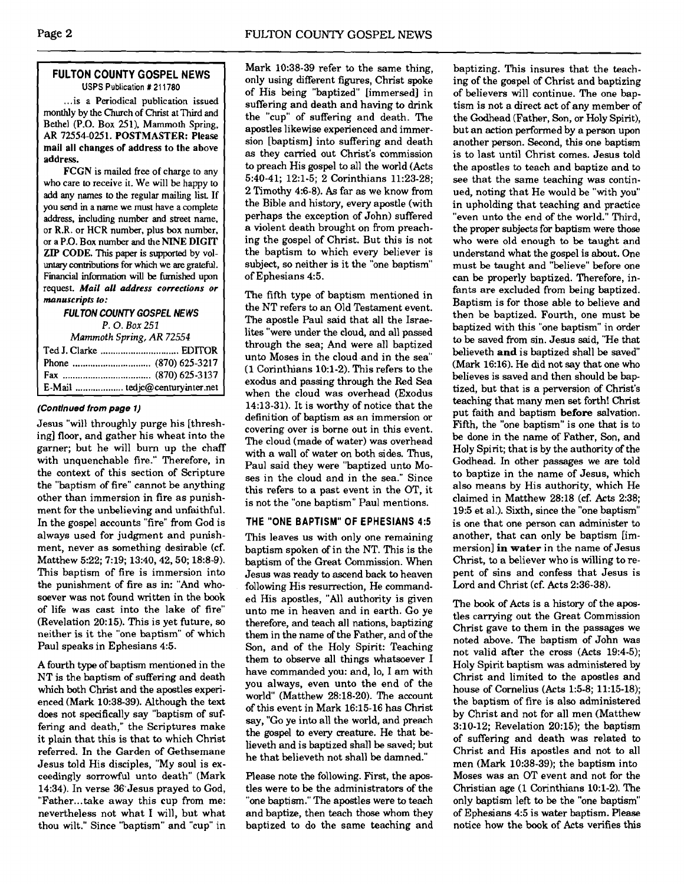## FULTON COUNTY GOSPEL NEWS

USPS Publication # 211780

...is a Periodical publication issued monthly by the Church of Christ at Third and Bethel (P.O. Box 251), Mammoth Spring, AR 72554-0251. **POSTMASTER: Please mail all changes of address to the above address.**

FCGN is mailed free of charge to any who care to receive it. We will be happy to add any names to the regular mailing list. If you send in a name we must have a complete address, including number and street name, or R.R. or HCR number, plus box number, or a P.O. Box number and the **NINE DIGIT ZIP CODE**. This paper is supported by voluntary contributions for which we are grateful. Financial information will be furnished upon request. ***Mail all address corrections or manuscripts to:***

***FULTON COUNTY GOSPEL NEWS***
*P. O. Box 251*
*Mammoth Spring, AR 72554*

Ted J. Clarke .............................. EDITOR
Phone .............................. (870) 625-3217
Fax .................................. (870) 625-3137
E-Mail .................. tedjc@centuryinter.net

***(Continued from page 1)***

Jesus "will throughly purge his [threshing] floor, and gather his wheat into the garner; but he will burn up the chaff with unquenchable fire." Therefore, in the context of this section of Scripture the "baptism of fire" cannot be anything other than immersion in fire as punishment for the unbelieving and unfaithful. In the gospel accounts "fire" from God is always used for judgment and punishment, never as something desirable (cf. Matthew 5:22; 7:19; 13:40, 42, 50; 18:8-9). This baptism of fire is immersion into the punishment of fire as in: "And whosoever was not found written in the book of life was cast into the lake of fire" (Revelation 20:15). This is yet future, so neither is it the "one baptism" of which Paul speaks in Ephesians 4:5.

A fourth type of baptism mentioned in the NT is the baptism of suffering and death which both Christ and the apostles experienced (Mark 10:38-39). Although the text does not specifically say "baptism of suffering and death," the Scriptures make it plain that this is that to which Christ referred. In the Garden of Gethsemane Jesus told His disciples, "My soul is exceedingly sorrowful unto death" (Mark 14:34). In verse 36 Jesus prayed to God, "Father...take away this cup from me: nevertheless not what I will, but what thou wilt." Since "baptism" and "cup" in Mark 10:38-39 refer to the same thing, only using different figures, Christ spoke of His being "baptized" [immersed] in suffering and death and having to drink the "cup" of suffering and death. The apostles likewise experienced and immersion [baptism] into suffering and death as they carried out Christ's commission to preach His gospel to all the world (Acts 5:40-41; 12:1-5; 2 Corinthians 11:23-28; 2 Timothy 4:6-8). As far as we know from the Bible and history, every apostle (with perhaps the exception of John) suffered a violent death brought on from preaching the gospel of Christ. But this is not the baptism to which every believer is subject, so neither is it the "one baptism" of Ephesians 4:5.

The fifth type of baptism mentioned in the NT refers to an Old Testament event. The apostle Paul said that all the Israelites "were under the cloud, and all passed through the sea; And were all baptized unto Moses in the cloud and in the sea" (1 Corinthians 10:1-2). This refers to the exodus and passing through the Red Sea when the cloud was overhead (Exodus 14:13-31). It is worthy of notice that the definition of baptism as an immersion or covering over is borne out in this event. The cloud (made of water) was overhead with a wall of water on both sides. Thus, Paul said they were "baptized unto Moses in the cloud and in the sea." Since this refers to a past event in the OT, it is not the "one baptism" Paul mentions.

### THE "ONE BAPTISM" OF EPHESIANS 4:5

This leaves us with only one remaining baptism spoken of in the NT. This is the baptism of the Great Commission. When Jesus was ready to ascend back to heaven following His resurrection, He commanded His apostles, "All authority is given unto me in heaven and in earth. Go ye therefore, and teach all nations, baptizing them in the name of the Father, and of the Son, and of the Holy Spirit: Teaching them to observe all things whatsoever I have commanded you: and, lo, I am with you always, even unto the end of the world" (Matthew 28:18-20). The account of this event in Mark 16:15-16 has Christ say, "Go ye into all the world, and preach the gospel to every creature. He that believeth and is baptized shall be saved; but he that believeth not shall be damned."

Please note the following. First, the apostles were to be the administrators of the "one baptism." The apostles were to teach and baptize, then teach those whom they baptized to do the same teaching and baptizing. This insures that the teaching of the gospel of Christ and baptizing of believers will continue. The one baptism is not a direct act of any member of the Godhead (Father, Son, or Holy Spirit), but an action performed by a person upon another person. Second, this one baptism is to last until Christ comes. Jesus told the apostles to teach and baptize and to see that the same teaching was continued, noting that He would be "with you" in upholding that teaching and practice "even unto the end of the world." Third, the proper subjects for baptism were those who were old enough to be taught and understand what the gospel is about. One must be taught and "believe" before one can be properly baptized. Therefore, infants are excluded from being baptized. Baptism is for those able to believe and then be baptized. Fourth, one must be baptized with this "one baptism" in order to be saved from sin. Jesus said, "He that believeth **and** is baptized shall be saved" (Mark 16:16). He did not say that one who believes is saved and then should be baptized, but that is a perversion of Christ's teaching that many men set forth! Christ put faith and baptism **before** salvation. Fifth, the "one baptism" is one that is to be done in the name of Father, Son, and Holy Spirit; that is by the authority of the Godhead. In other passages we are told to baptize in the name of Jesus, which also means by His authority, which He claimed in Matthew 28:18 (cf. Acts 2:38; 19:5 et al.). Sixth, since the "one baptism" is one that one person can administer to another, that can only be baptism [immersion] **in water** in the name of Jesus Christ, to a believer who is willing to repent of sins and confess that Jesus is Lord and Christ (cf. Acts 2:36-38).

The book of Acts is a history of the apostles carrying out the Great Commission Christ gave to them in the passages we noted above. The baptism of John was not valid after the cross (Acts 19:4-5); Holy Spirit baptism was administered by Christ and limited to the apostles and house of Cornelius (Acts 1:5-8; 11:15-18); the baptism of fire is also administered by Christ and not for all men (Matthew 3:10-12; Revelation 20:15); the baptism of suffering and death was related to Christ and His apostles and not to all men (Mark 10:38-39); the baptism into Moses was an OT event and not for the Christian age (1 Corinthians 10:1-2). The only baptism left to be the "one baptism" of Ephesians 4:5 is water baptism. Please notice how the book of Acts verifies this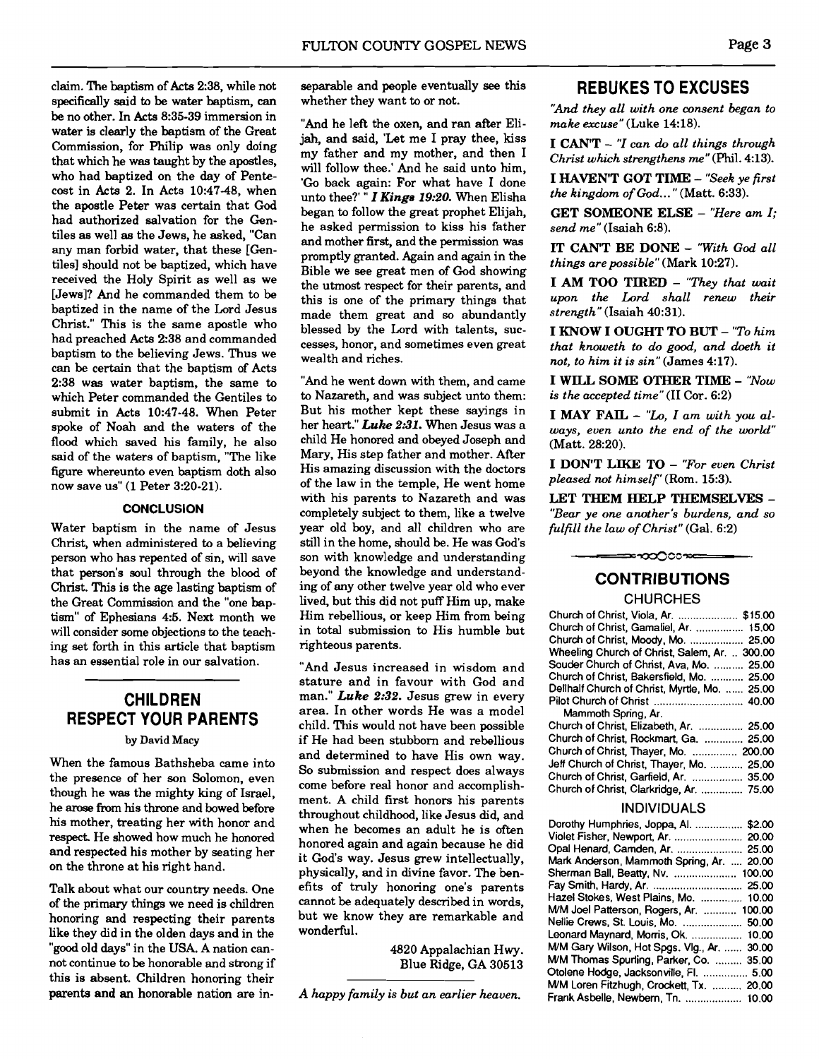claim. The baptism of Acts 2:38, while not specifically said to be water baptism, can be no other. In Acts 8:35-39 immersion in water is clearly the baptism of the Great Commission, for Philip was only doing that which he was taught by the apostles, who had baptized on the day of Pentecost in Acts 2. In Acts 10:47-48, when the apostle Peter was certain that God had authorized salvation for the Gentiles as well as the Jews, he asked, "Can any man forbid water, that these [Gentiles] should not be baptized, which have received the Holy Spirit as well as we [Jews]? And he commanded them to be baptized in the name of the Lord Jesus Christ." This is the same apostle who had preached Acts 2:38 and commanded baptism to the believing Jews. Thus we can be certain that the baptism of Acts 2:38 was water baptism, the same to which Peter commanded the Gentiles to submit in Acts 10:47-48. When Peter spoke of Noah and the waters of the flood which saved his family, he also said of the waters of baptism, "The like figure whereunto even baptism doth also now save us" (1 Peter 3:20-21).

#### CONCLUSION

Water baptism in the name of Jesus Christ, when administered to a believing person who has repented of sin, will save that person's soul through the blood of Christ. This is the age lasting baptism of the Great Commission and the "one baptism" of Ephesians 4:5. Next month we will consider some objections to the teaching set forth in this article that baptism has an essential role in our salvation.

## CHILDREN RESPECT YOUR PARENTS

by David Macy

When the famous Bathsheba came into the presence of her son Solomon, even though he was the mighty king of Israel, he arose from his throne and bowed before his mother, treating her with honor and respect. He showed how much he honored and respected his mother by seating her on the throne at his right hand.

Talk about what our country needs. One of the primary things we need is children honoring and respecting their parents like they did in the olden days and in the "good old days" in the USA. A nation cannot continue to be honorable and strong if this is absent. Children honoring their parents and an honorable nation are inseparable and people eventually see this whether they want to or not.

"And he left the oxen, and ran after Elijah, and said, 'Let me I pray thee, kiss my father and my mother, and then I will follow thee.' And he said unto him, 'Go back again: For what have I done unto thee?' " ***I Kings 19:20.*** When Elisha began to follow the great prophet Elijah, he asked permission to kiss his father and mother first, and the permission was promptly granted. Again and again in the Bible we see great men of God showing the utmost respect for their parents, and this is one of the primary things that made them great and so abundantly blessed by the Lord with talents, successes, honor, and sometimes even great wealth and riches.

"And he went down with them, and came to Nazareth, and was subject unto them: But his mother kept these sayings in her heart." ***Luke 2:31.*** When Jesus was a child He honored and obeyed Joseph and Mary, His step father and mother. After His amazing discussion with the doctors of the law in the temple, He went home with his parents to Nazareth and was completely subject to them, like a twelve year old boy, and all children who are still in the home, should be. He was God's son with knowledge and understanding beyond the knowledge and understanding of any other twelve year old who ever lived, but this did not puff Him up, make Him rebellious, or keep Him from being in total submission to His humble but righteous parents.

"And Jesus increased in wisdom and stature and in favour with God and man." ***Luke 2:32.*** Jesus grew in every area. In other words He was a model child. This would not have been possible if He had been stubborn and rebellious and determined to have His own way. So submission and respect does always come before real honor and accomplishment. A child first honors his parents throughout childhood, like Jesus did, and when he becomes an adult he is often honored again and again because he did it God's way. Jesus grew intellectually, physically, and in divine favor. The benefits of truly honoring one's parents cannot be adequately described in words, but we know they are remarkable and wonderful.

4820 Appalachian Hwy.
Blue Ridge, GA 30513

*A happy family is but an earlier heaven.*

## REBUKES TO EXCUSES

*"And they all with one consent began to make excuse"* (Luke 14:18).

**I CAN'T** – *"I can do all things through Christ which strengthens me"* (Phil. 4:13).

**I HAVEN'T GOT TIME** – *"Seek ye first the kingdom of God..."* (Matt. 6:33).

**GET SOMEONE ELSE** – *"Here am I; send me"* (Isaiah 6:8).

**IT CAN'T BE DONE** – *"With God all things are possible"* (Mark 10:27).

**I AM TOO TIRED** – *"They that wait upon the Lord shall renew their strength"* (Isaiah 40:31).

**I KNOW I OUGHT TO BUT** – *"To him that knoweth to do good, and doeth it not, to him it is sin"* (James 4:17).

**I WILL SOME OTHER TIME** – *"Now is the accepted time"* (II Cor. 6:2)

**I MAY FAIL** – *"Lo, I am with you always, even unto the end of the world"* (Matt. 28:20).

**I DON'T LIKE TO** – *"For even Christ pleased not himself"* (Rom. 15:3).

**LET THEM HELP THEMSELVES** – *"Bear ye one another's burdens, and so fulfill the law of Christ"* (Gal. 6:2)

## CONTRIBUTIONS

### CHURCHES

| | |
|---|---|
| Church of Christ, Viola, Ar. | $15.00 |
| Church of Christ, Gamaliel, Ar. | 15.00 |
| Church of Christ, Moody, Mo. | 25.00 |
| Wheeling Church of Christ, Salem, Ar. | 300.00 |
| Souder Church of Christ, Ava, Mo. | 25.00 |
| Church of Christ, Bakersfield, Mo. | 25.00 |
| Dellhalf Church of Christ, Myrtle, Mo. | 25.00 |
| Pilot Church of Christ Mammoth Spring, Ar. | 40.00 |
| Church of Christ, Elizabeth, Ar. | 25.00 |
| Church of Christ, Rockmart, Ga. | 25.00 |
| Church of Christ, Thayer, Mo. | 200.00 |
| Jeff Church of Christ, Thayer, Mo. | 25.00 |
| Church of Christ, Garfield, Ar. | 35.00 |
| Church of Christ, Clarkridge, Ar. | 75.00 |

### INDIVIDUALS

| | |
|---|---|
| Dorothy Humphries, Joppa, Al. | $2.00 |
| Violet Fisher, Newport, Ar. | 20.00 |
| Opal Henard, Camden, Ar. | 25.00 |
| Mark Anderson, Mammoth Spring, Ar. | 20.00 |
| Sherman Ball, Beatty, Nv. | 100.00 |
| Fay Smith, Hardy, Ar. | 25.00 |
| Hazel Stokes, West Plains, Mo. | 10.00 |
| M/M Joel Patterson, Rogers, Ar. | 100.00 |
| Nellie Crews, St. Louis, Mo. | 50.00 |
| Leonard Maynard, Morris, Ok. | 10.00 |
| M/M Gary Wilson, Hot Spgs. Vlg., Ar. | 30.00 |
| M/M Thomas Spurling, Parker, Co. | 35.00 |
| Otolene Hodge, Jacksonville, Fl. | 5.00 |
| M/M Loren Fitzhugh, Crockett, Tx. | 20.00 |
| Frank Asbelle, Newbern, Tn. | 10.00 |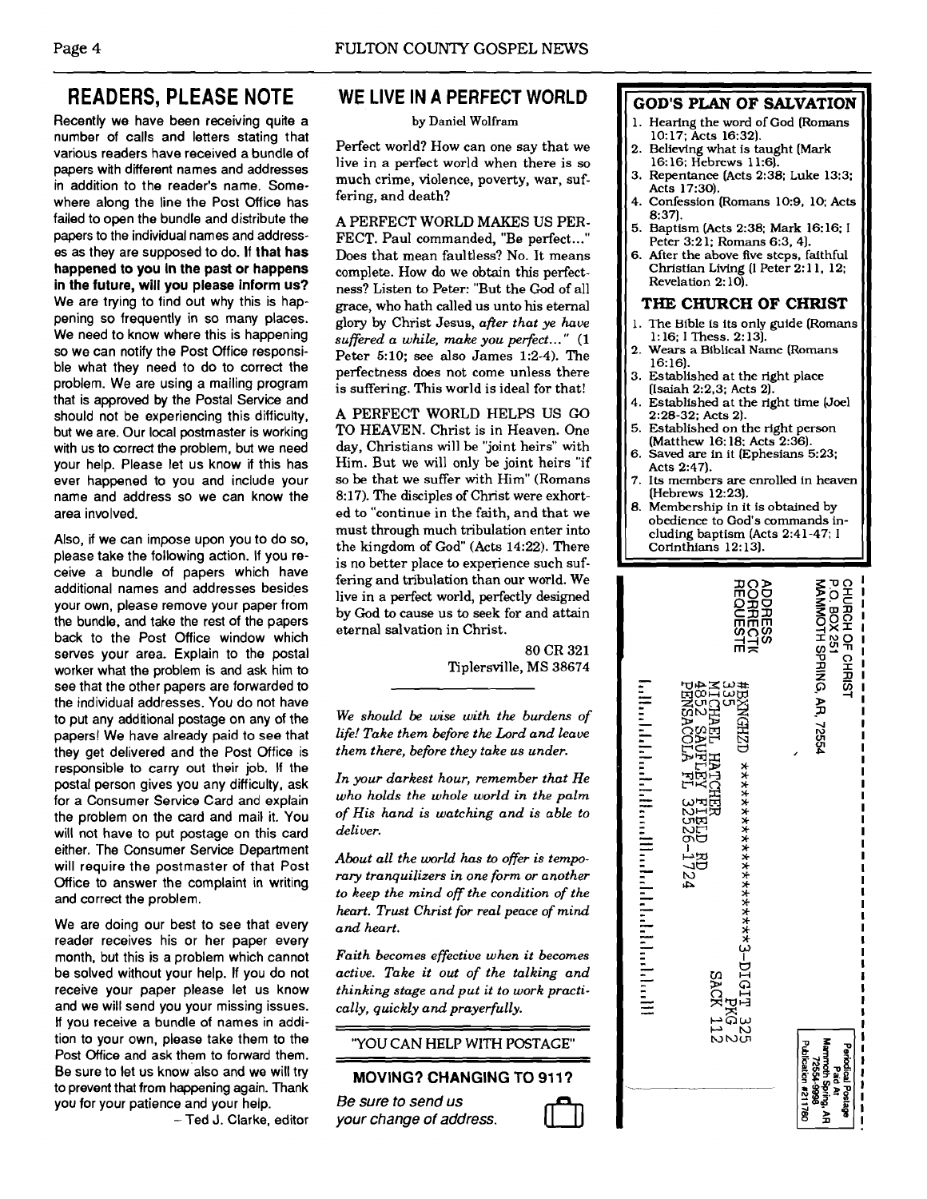## READERS, PLEASE NOTE

Recently we have been receiving quite a number of calls and letters stating that various readers have received a bundle of papers with different names and addresses in addition to the reader's name. Somewhere along the line the Post Office has failed to open the bundle and distribute the papers to the individual names and addresses as they are supposed to do. **If that has happened to you in the past or happens in the future, will you please inform us?** We are trying to find out why this is happening so frequently in so many places. We need to know where this is happening so we can notify the Post Office responsible what they need to do to correct the problem. We are using a mailing program that is approved by the Postal Service and should not be experiencing this difficulty, but we are. Our local postmaster is working with us to correct the problem, but we need your help. Please let us know if this has ever happened to you and include your name and address so we can know the area involved.

Also, if we can impose upon you to do so, please take the following action. If you receive a bundle of papers which have additional names and addresses besides your own, please remove your paper from the bundle, and take the rest of the papers back to the Post Office window which serves your area. Explain to the postal worker what the problem is and ask him to see that the other papers are forwarded to the individual addresses. You do not have to put any additional postage on any of the papers! We have already paid to see that they get delivered and the Post Office is responsible to carry out their job. If the postal person gives you any difficulty, ask for a Consumer Service Card and explain the problem on the card and mail it. You will not have to put postage on this card either. The Consumer Service Department will require the postmaster of that Post Office to answer the complaint in writing and correct the problem.

We are doing our best to see that every reader receives his or her paper every month, but this is a problem which cannot be solved without your help. If you do not receive your paper please let us know and we will send you your missing issues. If you receive a bundle of names in addition to your own, please take them to the Post Office and ask them to forward them. Be sure to let us know also and we will try to prevent that from happening again. Thank you for your patience and your help.

– Ted J. Clarke, editor

## WE LIVE IN A PERFECT WORLD

by Daniel Wolfram

Perfect world? How can one say that we live in a perfect world when there is so much crime, violence, poverty, war, suffering, and death?

A PERFECT WORLD MAKES US PERFECT. Paul commanded, "Be perfect..." Does that mean faultless? No. It means complete. How do we obtain this perfectness? Listen to Peter: "But the God of all grace, who hath called us unto his eternal glory by Christ Jesus, *after that ye have suffered a while, make you perfect...*" (1 Peter 5:10; see also James 1:2-4). The perfectness does not come unless there is suffering. This world is ideal for that!

A PERFECT WORLD HELPS US GO TO HEAVEN. Christ is in Heaven. One day, Christians will be "joint heirs" with Him. But we will only be joint heirs "if so be that we suffer with Him" (Romans 8:17). The disciples of Christ were exhorted to "continue in the faith, and that we must through much tribulation enter into the kingdom of God" (Acts 14:22). There is no better place to experience such suffering and tribulation than our world. We live in a perfect world, perfectly designed by God to cause us to seek for and attain eternal salvation in Christ.

80 CR 321
Tiplersville, MS 38674

*We should be wise with the burdens of life! Take them before the Lord and leave them there, before they take us under.*

*In your darkest hour, remember that He who holds the whole world in the palm of His hand is watching and is able to deliver.*

*About all the world has to offer is temporary tranquilizers in one form or another to keep the mind off the condition of the heart. Trust Christ for real peace of mind and heart.*

*Faith becomes effective when it becomes active. Take it out of the talking and thinking stage and put it to work practically, quickly and prayerfully.*

"YOU CAN HELP WITH POSTAGE"

**MOVING? CHANGING TO 911?**

*Be sure to send us your change of address.*

### GOD'S PLAN OF SALVATION

1. Hearing the word of God (Romans 10:17; Acts 16:32).
2. Believing what is taught (Mark 16:16; Hebrews 11:6).
3. Repentance (Acts 2:38; Luke 13:3; Acts 17:30).
4. Confession (Romans 10:9, 10; Acts 8:37).
5. Baptism (Acts 2:38; Mark 16:16; I Peter 3:21; Romans 6:3, 4).
6. After the above five steps, faithful Christian Living (I Peter 2:11, 12; Revelation 2:10).

### THE CHURCH OF CHRIST

1. The Bible is its only guide (Romans 1:16; I Thess. 2:13).
2. Wears a Biblical Name (Romans 16:16).
3. Established at the right place (Isaiah 2:2,3; Acts 2).
4. Established at the right time (Joel 2:28-32; Acts 2).
5. Established on the right person (Matthew 16:18; Acts 2:36).
6. Saved are in it (Ephesians 5:23; Acts 2:47).
7. Its members are enrolled in heaven (Hebrews 12:23).
8. Membership in it is obtained by obedience to God's commands including baptism (Acts 2:41-47; I Corinthians 12:13).

CHURCH OF CHRIST
P.O. BOX 251
MAMMOTH SPRING, AR, 72554

ADDRESS CORRECTION REQUESTED

#BXNGHZD \*\*\*\*\*\*\*\*\*\*\*\*\*\*\*\*\*\*\*\*\*3-DIGIT 325
335 PKG 2
MICHAEL HATCHER SACK 112
4852 SAUFLEY FIELD RD
PENSACOLA FL 32526-1724

Periodical Postage Paid At Mammoth Spring, AR 72554-9998 Publication #211780